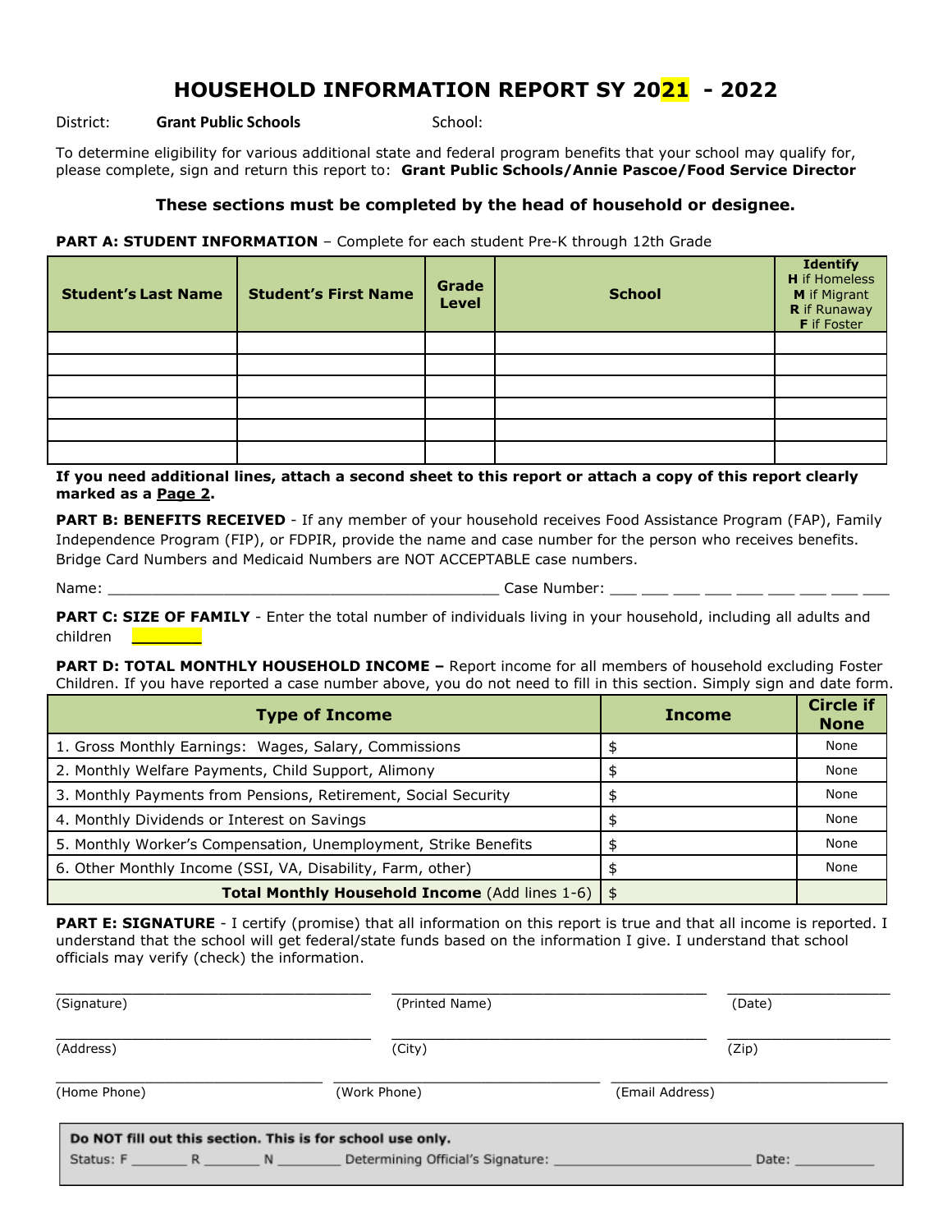# HOUSEHOLD INFORMATION REPORT SY 2021 - 2022

District: **Grant Public Schools** School:

To determine eligibility for various additional state and federal program benefits that your school may qualify for, please complete, sign and return this report to: **Grant Public Schools/Annie Pascoe/Food Service Director**

### These sections must be completed by the head of household or designee.

**PART A: STUDENT INFORMATION** – Complete for each student Pre-K through 12th Grade

| Student's Last Name | Student's First Name | Grade Level | School | Identify **H** if Homeless **M** if Migrant **R** if Runaway **F** if Foster |
|---|---|---|---|---|
| | | | | |
| | | | | |
| | | | | |
| | | | | |
| | | | | |
| | | | | |

**If you need additional lines, attach a second sheet to this report or attach a copy of this report clearly marked as a Page 2.**

**PART B: BENEFITS RECEIVED** - If any member of your household receives Food Assistance Program (FAP), Family Independence Program (FIP), or FDPIR, provide the name and case number for the person who receives benefits. Bridge Card Numbers and Medicaid Numbers are NOT ACCEPTABLE case numbers.

Name: ____________________________________________ Case Number: ___ ___ ___ ___ ___ ___ ___ ___ ___

**PART C: SIZE OF FAMILY** - Enter the total number of individuals living in your household, including all adults and children ________

**PART D: TOTAL MONTHLY HOUSEHOLD INCOME –** Report income for all members of household excluding Foster Children. If you have reported a case number above, you do not need to fill in this section. Simply sign and date form.

| Type of Income | Income | Circle if None |
|---|---|---|
| 1. Gross Monthly Earnings: Wages, Salary, Commissions | $ | None |
| 2. Monthly Welfare Payments, Child Support, Alimony | $ | None |
| 3. Monthly Payments from Pensions, Retirement, Social Security | $ | None |
| 4. Monthly Dividends or Interest on Savings | $ | None |
| 5. Monthly Worker's Compensation, Unemployment, Strike Benefits | $ | None |
| 6. Other Monthly Income (SSI, VA, Disability, Farm, other) | $ | None |
| **Total Monthly Household Income** (Add lines 1-6) | $ | |

**PART E: SIGNATURE** - I certify (promise) that all information on this report is true and that all income is reported. I understand that the school will get federal/state funds based on the information I give. I understand that school officials may verify (check) the information.

_________________________ (Signature) _________________________ (Printed Name) ______________ (Date)

_________________________ (Address) _________________________ (City) ______________ (Zip)

_________________________ (Home Phone) _________________________ (Work Phone) _________________________ (Email Address)

**Do NOT fill out this section. This is for school use only.**

Status: F _______ R _______ N ________ Determining Official's Signature: ________________________ Date: __________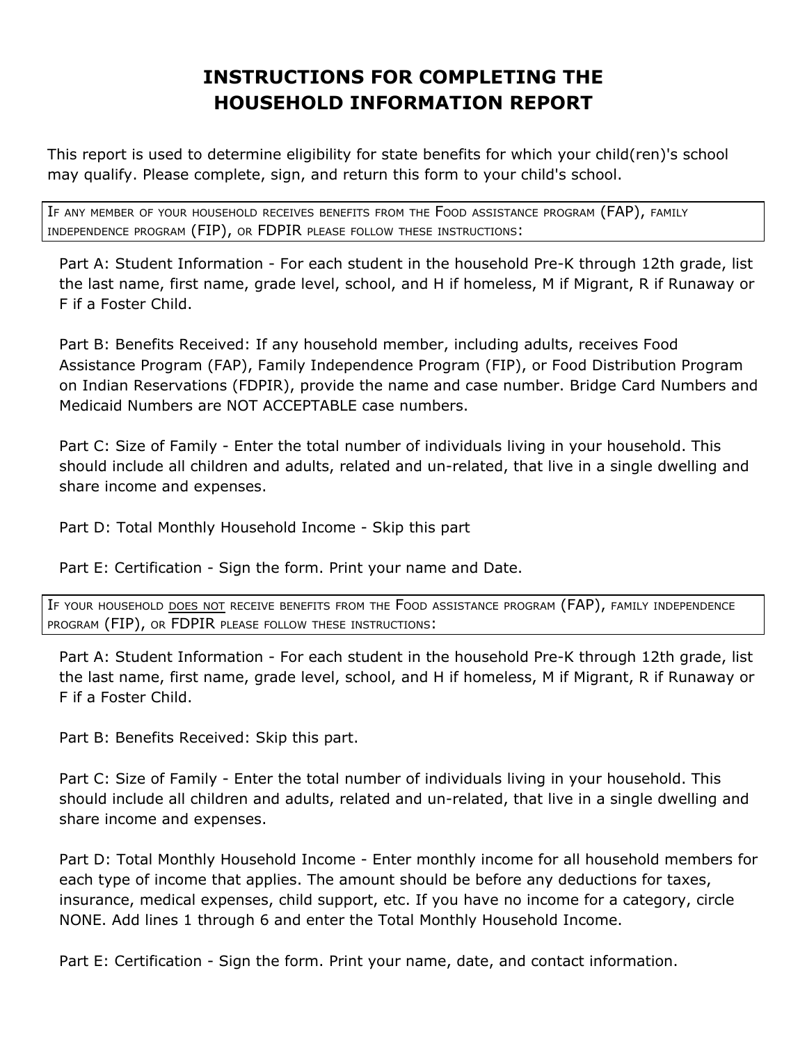# INSTRUCTIONS FOR COMPLETING THE HOUSEHOLD INFORMATION REPORT

This report is used to determine eligibility for state benefits for which your child(ren)'s school may qualify. Please complete, sign, and return this form to your child's school.

**If any member of your household receives benefits from the Food assistance program (FAP), family independence program (FIP), or FDPIR please follow these instructions:**

Part A: Student Information - For each student in the household Pre-K through 12th grade, list the last name, first name, grade level, school, and H if homeless, M if Migrant, R if Runaway or F if a Foster Child.

Part B: Benefits Received: If any household member, including adults, receives Food Assistance Program (FAP), Family Independence Program (FIP), or Food Distribution Program on Indian Reservations (FDPIR), provide the name and case number. Bridge Card Numbers and Medicaid Numbers are NOT ACCEPTABLE case numbers.

Part C: Size of Family - Enter the total number of individuals living in your household. This should include all children and adults, related and un-related, that live in a single dwelling and share income and expenses.

Part D: Total Monthly Household Income - Skip this part

Part E: Certification - Sign the form. Print your name and Date.

**If your household does not receive benefits from the Food assistance program (FAP), family independence program (FIP), or FDPIR please follow these instructions:**

Part A: Student Information - For each student in the household Pre-K through 12th grade, list the last name, first name, grade level, school, and H if homeless, M if Migrant, R if Runaway or F if a Foster Child.

Part B: Benefits Received: Skip this part.

Part C: Size of Family - Enter the total number of individuals living in your household. This should include all children and adults, related and un-related, that live in a single dwelling and share income and expenses.

Part D: Total Monthly Household Income - Enter monthly income for all household members for each type of income that applies. The amount should be before any deductions for taxes, insurance, medical expenses, child support, etc. If you have no income for a category, circle NONE. Add lines 1 through 6 and enter the Total Monthly Household Income.

Part E: Certification - Sign the form. Print your name, date, and contact information.